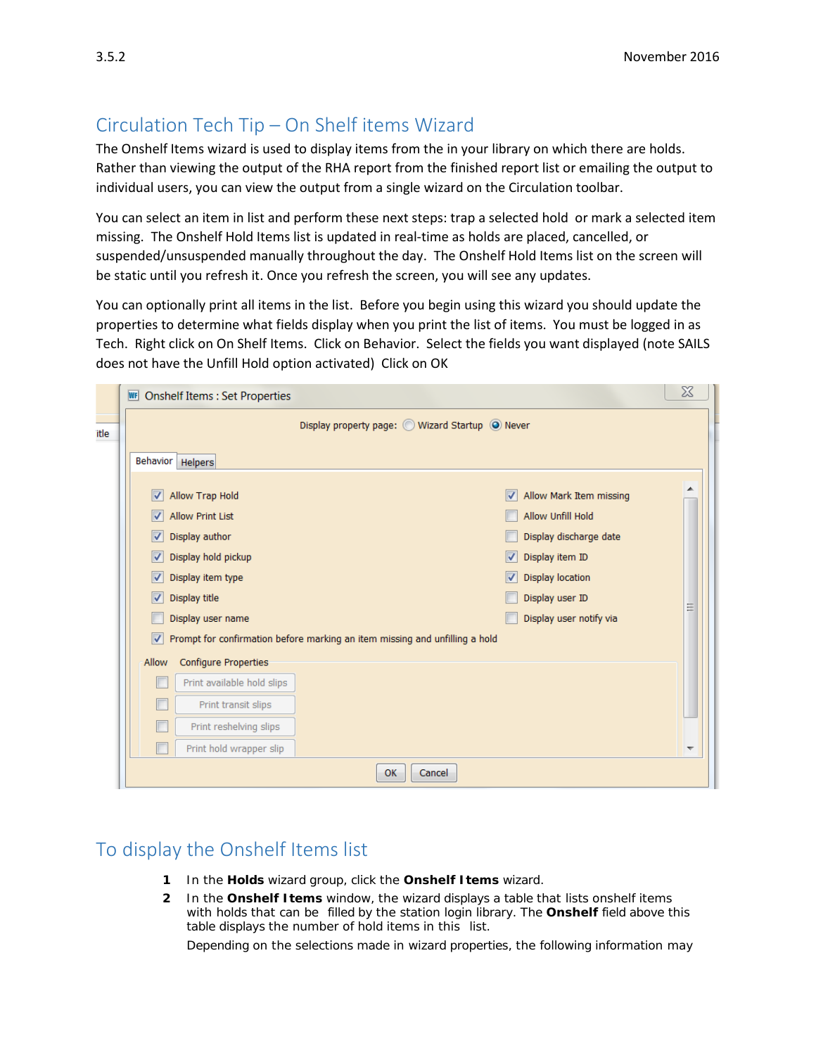## Circulation Tech Tip – On Shelf items Wizard

The Onshelf Items wizard is used to display items from the in your library on which there are holds. Rather than viewing the output of the RHA report from the finished report list or emailing the output to individual users, you can view the output from a single wizard on the Circulation toolbar.

You can select an item in list and perform these next steps: trap a selected hold or mark a selected item missing. The Onshelf Hold Items list is updated in real-time as holds are placed, cancelled, or suspended/unsuspended manually throughout the day. The Onshelf Hold Items list on the screen will be static until you refresh it. Once you refresh the screen, you will see any updates.

You can optionally print all items in the list. Before you begin using this wizard you should update the properties to determine what fields display when you print the list of items. You must be logged in as Tech. Right click on On Shelf Items. Click on Behavior. Select the fields you want displayed (note SAILS does not have the Unfill Hold option activated) Click on OK

## To display the Onshelf Items list

1. In the **Holds** wizard group, click the **Onshelf Items** wizard.
2. In the **Onshelf Items** window, the wizard displays a table that lists onshelf items with holds that can be filled by the station login library. The **Onshelf** field above this table displays the number of hold items in this list.

   Depending on the selections made in wizard properties, the following information may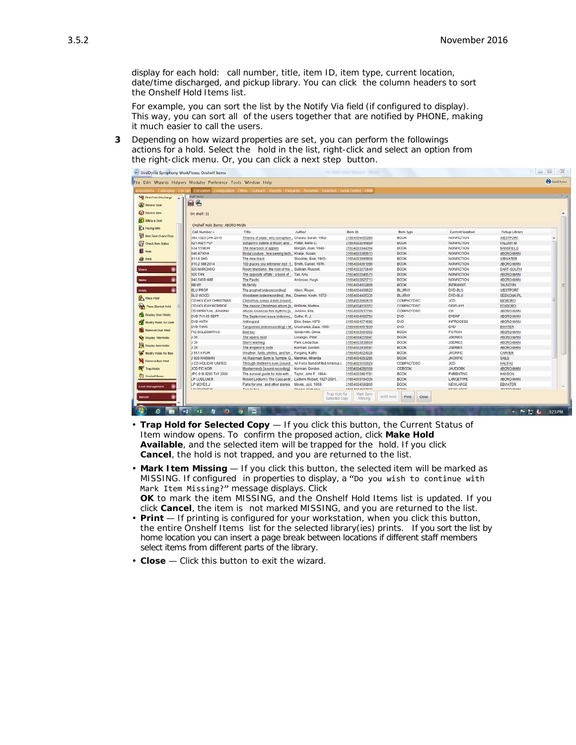display for each hold: call number, title, item ID, item type, current location, date/time discharged, and pickup library. You can click the column headers to sort the Onshelf Hold Items list.

For example, you can sort the list by the Notify Via field (if configured to display). This way, you can sort all of the users together that are notified by PHONE, making it much easier to call the users.

**3** Depending on how wizard properties are set, you can perform the followings actions for a hold. Select the hold in the list, right-click and select an option from the right-click menu. Or, you can click a next step button.

- **Trap Hold for Selected Copy** — If you click this button, the Current Status of Item window opens. To confirm the proposed action, click **Make Hold Available**, and the selected item will be trapped for the hold. If you click **Cancel**, the hold is not trapped, and you are returned to the list.
- **Mark Item Missing** — If you click this button, the selected item will be marked as MISSING. If configured in properties to display, a "`Do you wish to continue with Mark Item Missing?`" message displays. Click **OK** to mark the item MISSING, and the Onshelf Hold Items list is updated. If you click **Cancel**, the item is not marked MISSING, and you are returned to the list.
- **Print** — If printing is configured for your workstation, when you click this button, the entire Onshelf Items list for the selected library(ies) prints. If you sort the list by home location you can insert a page break between locations if different staff members select items from different parts of the library.
- **Close** — Click this button to exit the wizard.